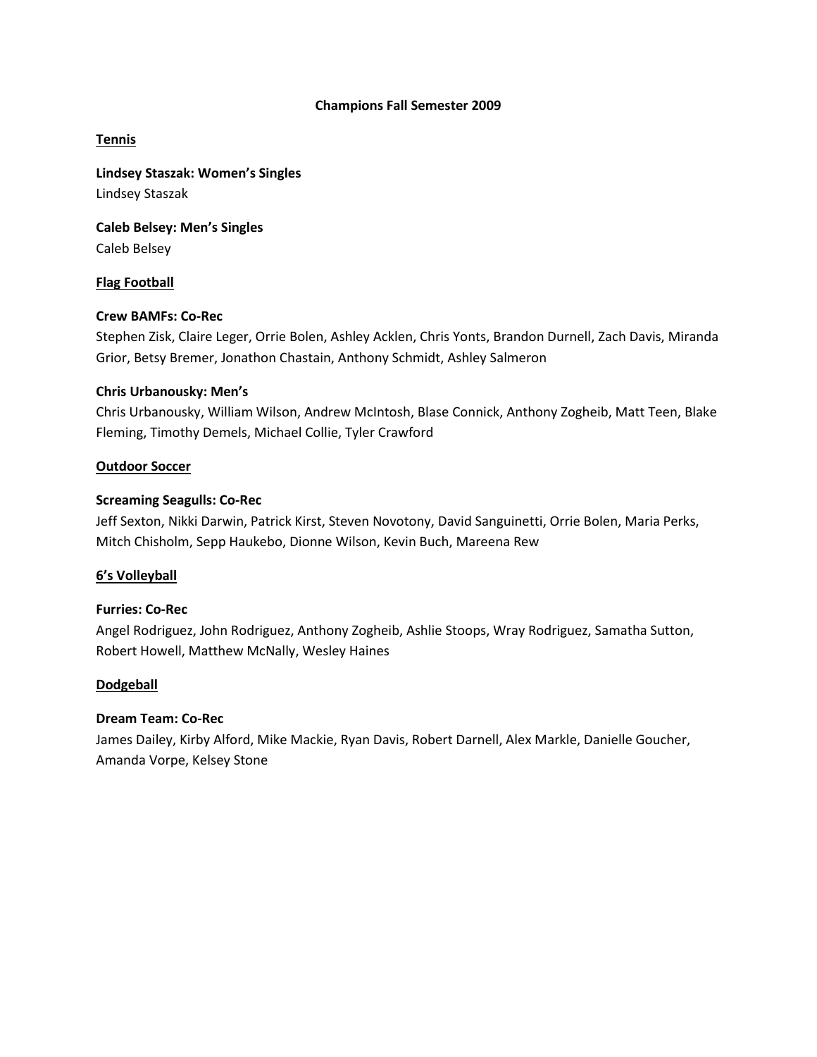# Champions Fall Semester 2009

## Tennis

**Lindsey Staszak: Women's Singles**
Lindsey Staszak

**Caleb Belsey: Men's Singles**
Caleb Belsey

## Flag Football

**Crew BAMFs: Co-Rec**
Stephen Zisk, Claire Leger, Orrie Bolen, Ashley Acklen, Chris Yonts, Brandon Durnell, Zach Davis, Miranda Grior, Betsy Bremer, Jonathon Chastain, Anthony Schmidt, Ashley Salmeron

**Chris Urbanousky: Men's**
Chris Urbanousky, William Wilson, Andrew McIntosh, Blase Connick, Anthony Zogheib, Matt Teen, Blake Fleming, Timothy Demels, Michael Collie, Tyler Crawford

## Outdoor Soccer

**Screaming Seagulls: Co-Rec**
Jeff Sexton, Nikki Darwin, Patrick Kirst, Steven Novotony, David Sanguinetti, Orrie Bolen, Maria Perks, Mitch Chisholm, Sepp Haukebo, Dionne Wilson, Kevin Buch, Mareena Rew

## 6's Volleyball

**Furries: Co-Rec**
Angel Rodriguez, John Rodriguez, Anthony Zogheib, Ashlie Stoops, Wray Rodriguez, Samatha Sutton, Robert Howell, Matthew McNally, Wesley Haines

## Dodgeball

**Dream Team: Co-Rec**
James Dailey, Kirby Alford, Mike Mackie, Ryan Davis, Robert Darnell, Alex Markle, Danielle Goucher, Amanda Vorpe, Kelsey Stone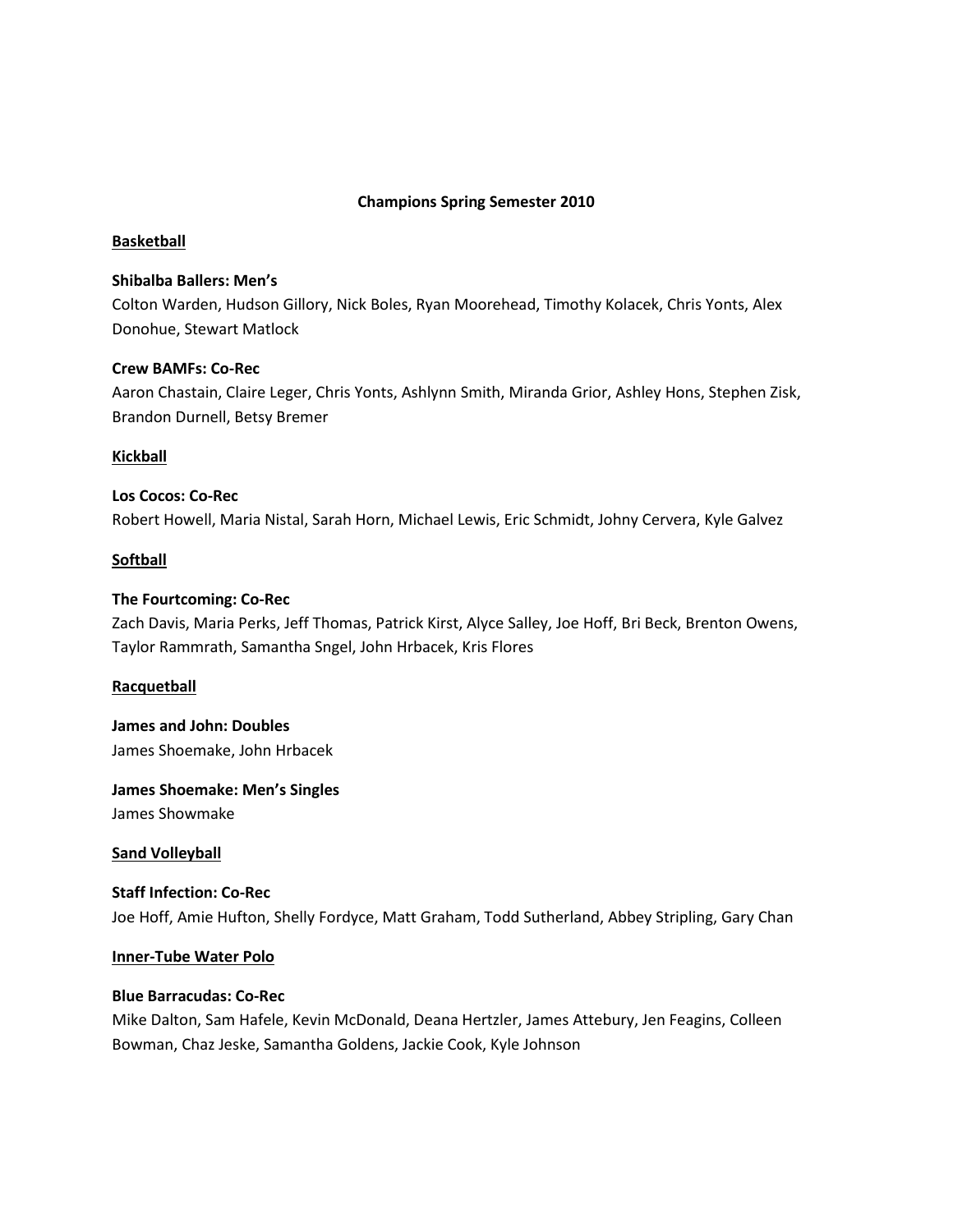**Champions Spring Semester 2010**

**<u>Basketball</u>**

**Shibalba Ballers: Men's**
Colton Warden, Hudson Gillory, Nick Boles, Ryan Moorehead, Timothy Kolacek, Chris Yonts, Alex Donohue, Stewart Matlock

**Crew BAMFs: Co-Rec**
Aaron Chastain, Claire Leger, Chris Yonts, Ashlynn Smith, Miranda Grior, Ashley Hons, Stephen Zisk, Brandon Durnell, Betsy Bremer

**<u>Kickball</u>**

**Los Cocos: Co-Rec**
Robert Howell, Maria Nistal, Sarah Horn, Michael Lewis, Eric Schmidt, Johny Cervera, Kyle Galvez

**<u>Softball</u>**

**The Fourtcoming: Co-Rec**
Zach Davis, Maria Perks, Jeff Thomas, Patrick Kirst, Alyce Salley, Joe Hoff, Bri Beck, Brenton Owens, Taylor Rammrath, Samantha Sngel, John Hrbacek, Kris Flores

**<u>Racquetball</u>**

**James and John: Doubles**
James Shoemake, John Hrbacek

**James Shoemake: Men's Singles**
James Showmake

**<u>Sand Volleyball</u>**

**Staff Infection: Co-Rec**
Joe Hoff, Amie Hufton, Shelly Fordyce, Matt Graham, Todd Sutherland, Abbey Stripling, Gary Chan

**<u>Inner-Tube Water Polo</u>**

**Blue Barracudas: Co-Rec**
Mike Dalton, Sam Hafele, Kevin McDonald, Deana Hertzler, James Attebury, Jen Feagins, Colleen Bowman, Chaz Jeske, Samantha Goldens, Jackie Cook, Kyle Johnson